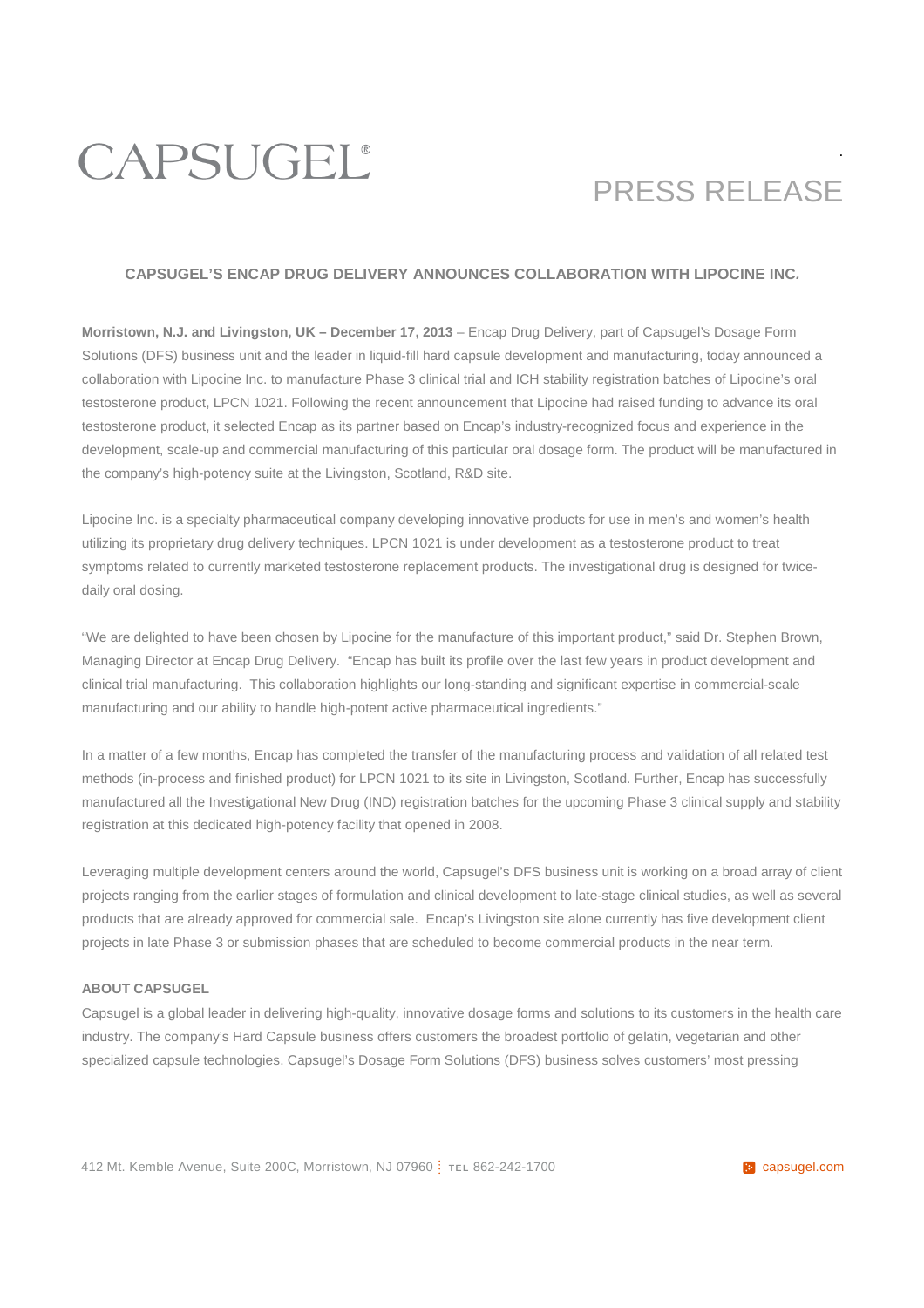CAPSUGEL®

PRESS RELEASE

## CAPSUGEL'S ENCAP DRUG DELIVERY ANNOUNCES COLLABORATION WITH LIPOCINE INC.

**Morristown, N.J. and Livingston, UK – December 17, 2013** – Encap Drug Delivery, part of Capsugel's Dosage Form Solutions (DFS) business unit and the leader in liquid-fill hard capsule development and manufacturing, today announced a collaboration with Lipocine Inc. to manufacture Phase 3 clinical trial and ICH stability registration batches of Lipocine's oral testosterone product, LPCN 1021. Following the recent announcement that Lipocine had raised funding to advance its oral testosterone product, it selected Encap as its partner based on Encap's industry-recognized focus and experience in the development, scale-up and commercial manufacturing of this particular oral dosage form. The product will be manufactured in the company's high-potency suite at the Livingston, Scotland, R&D site.

Lipocine Inc. is a specialty pharmaceutical company developing innovative products for use in men's and women's health utilizing its proprietary drug delivery techniques. LPCN 1021 is under development as a testosterone product to treat symptoms related to currently marketed testosterone replacement products. The investigational drug is designed for twice-daily oral dosing.

"We are delighted to have been chosen by Lipocine for the manufacture of this important product," said Dr. Stephen Brown, Managing Director at Encap Drug Delivery. "Encap has built its profile over the last few years in product development and clinical trial manufacturing. This collaboration highlights our long-standing and significant expertise in commercial-scale manufacturing and our ability to handle high-potent active pharmaceutical ingredients."

In a matter of a few months, Encap has completed the transfer of the manufacturing process and validation of all related test methods (in-process and finished product) for LPCN 1021 to its site in Livingston, Scotland. Further, Encap has successfully manufactured all the Investigational New Drug (IND) registration batches for the upcoming Phase 3 clinical supply and stability registration at this dedicated high-potency facility that opened in 2008.

Leveraging multiple development centers around the world, Capsugel's DFS business unit is working on a broad array of client projects ranging from the earlier stages of formulation and clinical development to late-stage clinical studies, as well as several products that are already approved for commercial sale. Encap's Livingston site alone currently has five development client projects in late Phase 3 or submission phases that are scheduled to become commercial products in the near term.

### ABOUT CAPSUGEL

Capsugel is a global leader in delivering high-quality, innovative dosage forms and solutions to its customers in the health care industry. The company's Hard Capsule business offers customers the broadest portfolio of gelatin, vegetarian and other specialized capsule technologies. Capsugel's Dosage Form Solutions (DFS) business solves customers' most pressing

412 Mt. Kemble Avenue, Suite 200C, Morristown, NJ 07960 TEL 862-242-1700 capsugel.com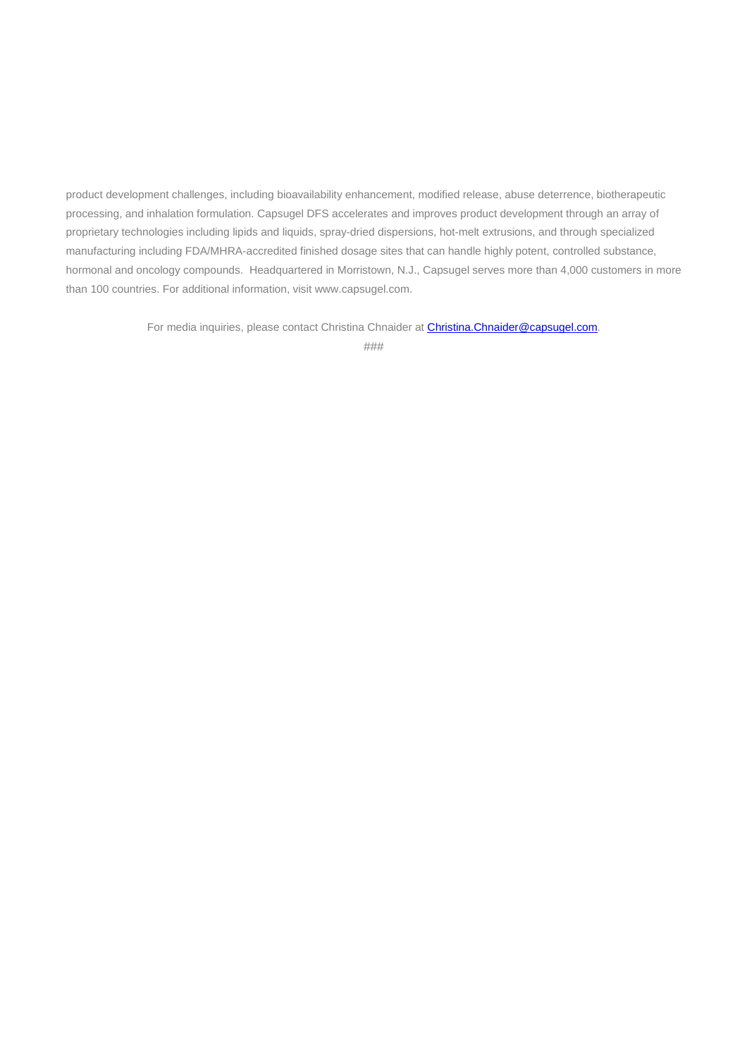product development challenges, including bioavailability enhancement, modified release, abuse deterrence, biotherapeutic processing, and inhalation formulation. Capsugel DFS accelerates and improves product development through an array of proprietary technologies including lipids and liquids, spray-dried dispersions, hot-melt extrusions, and through specialized manufacturing including FDA/MHRA-accredited finished dosage sites that can handle highly potent, controlled substance, hormonal and oncology compounds. Headquartered in Morristown, N.J., Capsugel serves more than 4,000 customers in more than 100 countries. For additional information, visit www.capsugel.com.

For media inquiries, please contact Christina Chnaider at Christina.Chnaider@capsugel.com.

###